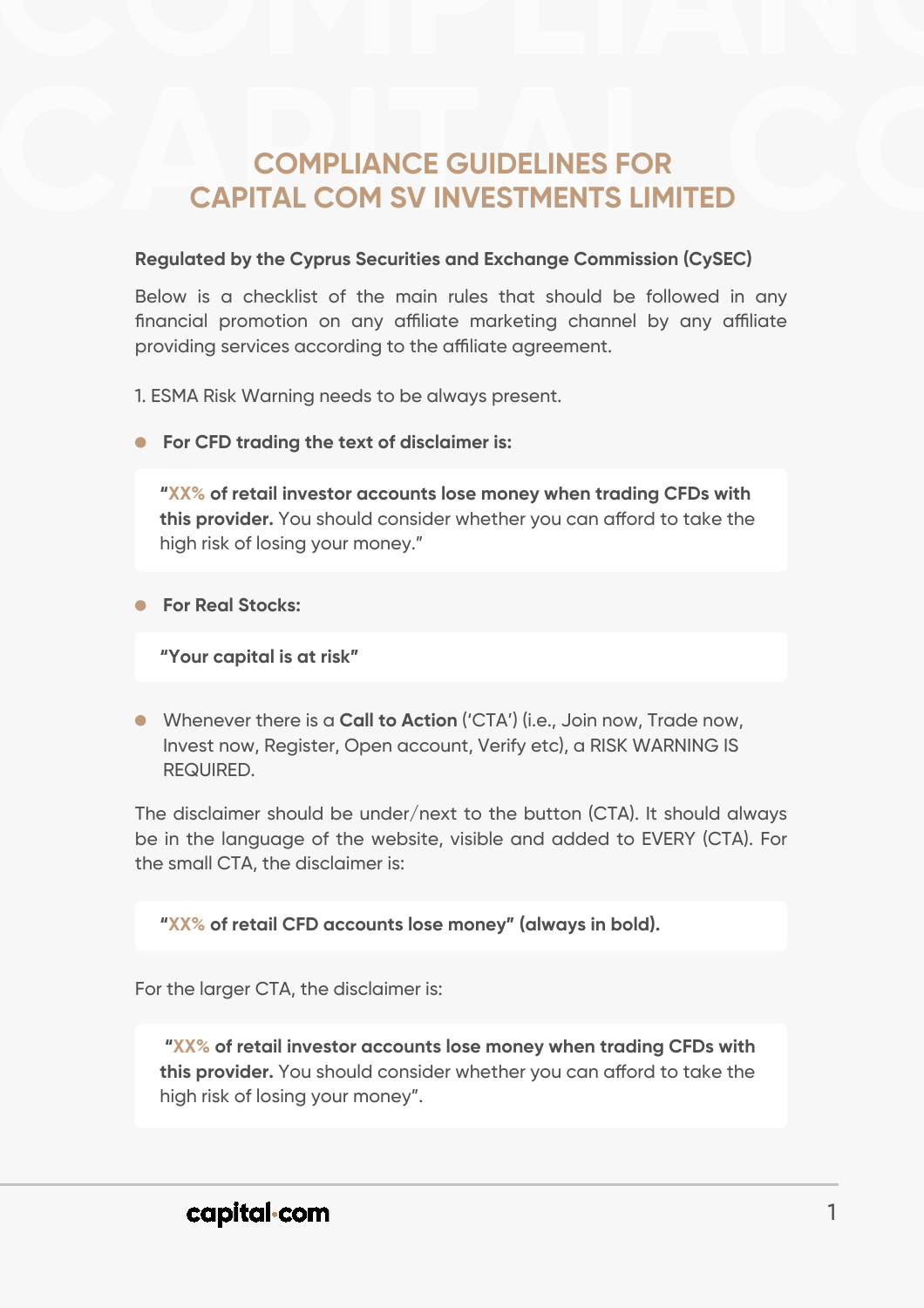# COMPLIANCE GUIDELINES FOR CAPITAL COM SV INVESTMENTS LIMITED

**Regulated by the Cyprus Securities and Exchange Commission (CySEC)**

Below is a checklist of the main rules that should be followed in any financial promotion on any affiliate marketing channel by any affiliate providing services according to the affiliate agreement.

1. ESMA Risk Warning needs to be always present.

- **For CFD trading the text of disclaimer is:**

> **"XX% of retail investor accounts lose money when trading CFDs with this provider.** You should consider whether you can afford to take the high risk of losing your money."

- **For Real Stocks:**

> **"Your capital is at risk"**

- Whenever there is a **Call to Action** ('CTA') (i.e., Join now, Trade now, Invest now, Register, Open account, Verify etc), a RISK WARNING IS REQUIRED.

The disclaimer should be under/next to the button (CTA). It should always be in the language of the website, visible and added to EVERY (CTA). For the small CTA, the disclaimer is:

> **"XX% of retail CFD accounts lose money" (always in bold).**

For the larger CTA, the disclaimer is:

> **"XX% of retail investor accounts lose money when trading CFDs with this provider.** You should consider whether you can afford to take the high risk of losing your money".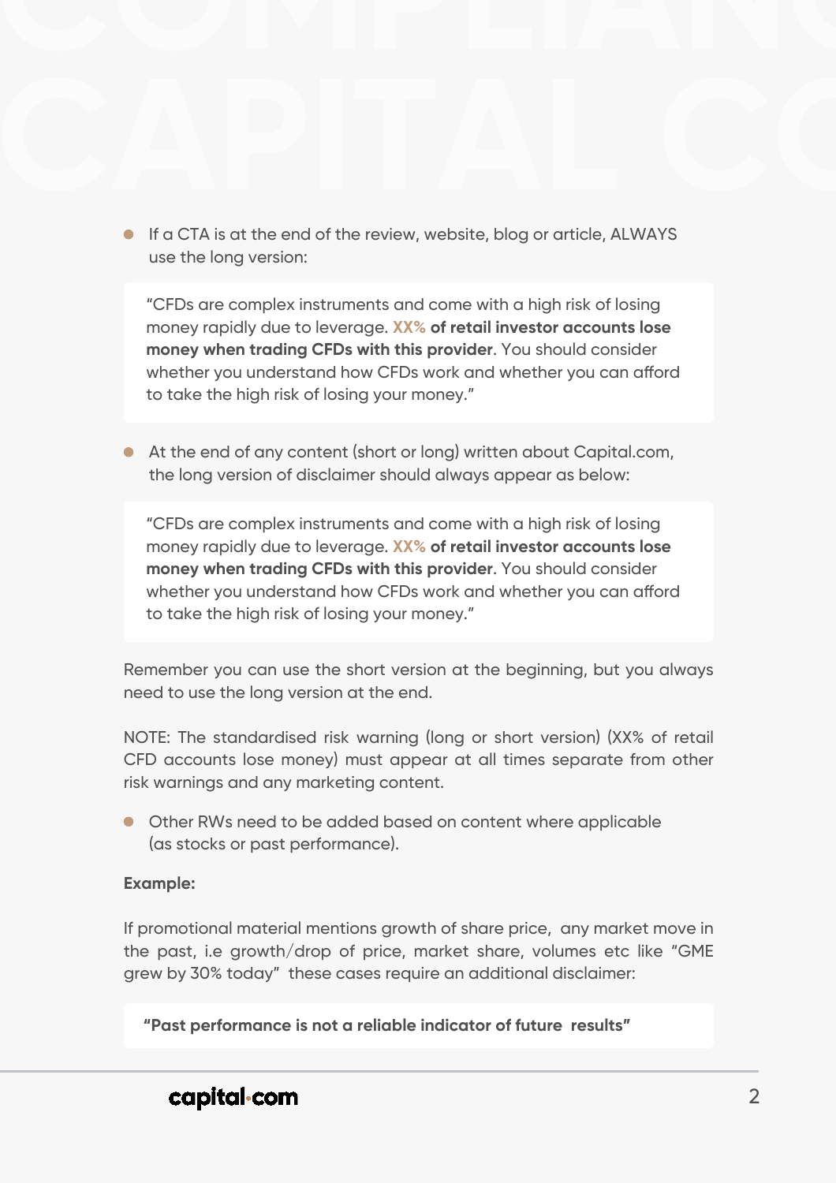- If a CTA is at the end of the review, website, blog or article, ALWAYS use the long version:

> "CFDs are complex instruments and come with a high risk of losing money rapidly due to leverage. **XX% of retail investor accounts lose money when trading CFDs with this provider**. You should consider whether you understand how CFDs work and whether you can afford to take the high risk of losing your money."

- At the end of any content (short or long) written about Capital.com, the long version of disclaimer should always appear as below:

> "CFDs are complex instruments and come with a high risk of losing money rapidly due to leverage. **XX% of retail investor accounts lose money when trading CFDs with this provider**. You should consider whether you understand how CFDs work and whether you can afford to take the high risk of losing your money."

Remember you can use the short version at the beginning, but you always need to use the long version at the end.

NOTE: The standardised risk warning (long or short version) (XX% of retail CFD accounts lose money) must appear at all times separate from other risk warnings and any marketing content.

- Other RWs need to be added based on content where applicable (as stocks or past performance).

**Example:**

If promotional material mentions growth of share price, any market move in the past, i.e growth/drop of price, market share, volumes etc like "GME grew by 30% today" these cases require an additional disclaimer:

> **"Past performance is not a reliable indicator of future results"**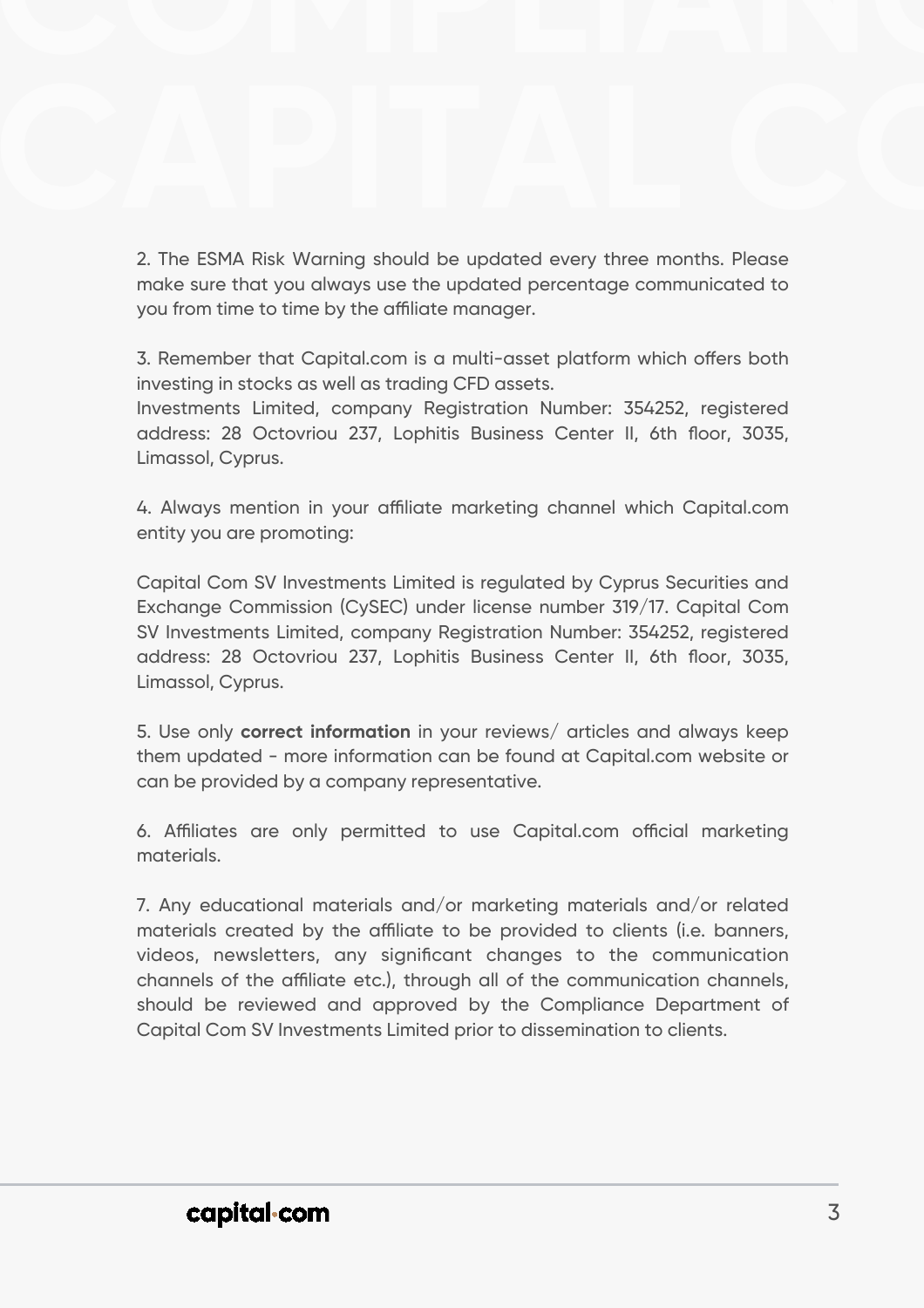2. The ESMA Risk Warning should be updated every three months. Please make sure that you always use the updated percentage communicated to you from time to time by the affiliate manager.

3. Remember that Capital.com is a multi-asset platform which offers both investing in stocks as well as trading CFD assets.
Investments Limited, company Registration Number: 354252, registered address: 28 Octovriou 237, Lophitis Business Center II, 6th floor, 3035, Limassol, Cyprus.

4. Always mention in your affiliate marketing channel which Capital.com entity you are promoting:

Capital Com SV Investments Limited is regulated by Cyprus Securities and Exchange Commission (CySEC) under license number 319/17. Capital Com SV Investments Limited, company Registration Number: 354252, registered address: 28 Octovriou 237, Lophitis Business Center II, 6th floor, 3035, Limassol, Cyprus.

5. Use only **correct information** in your reviews/ articles and always keep them updated - more information can be found at Capital.com website or can be provided by a company representative.

6. Affiliates are only permitted to use Capital.com official marketing materials.

7. Any educational materials and/or marketing materials and/or related materials created by the affiliate to be provided to clients (i.e. banners, videos, newsletters, any significant changes to the communication channels of the affiliate etc.), through all of the communication channels, should be reviewed and approved by the Compliance Department of Capital Com SV Investments Limited prior to dissemination to clients.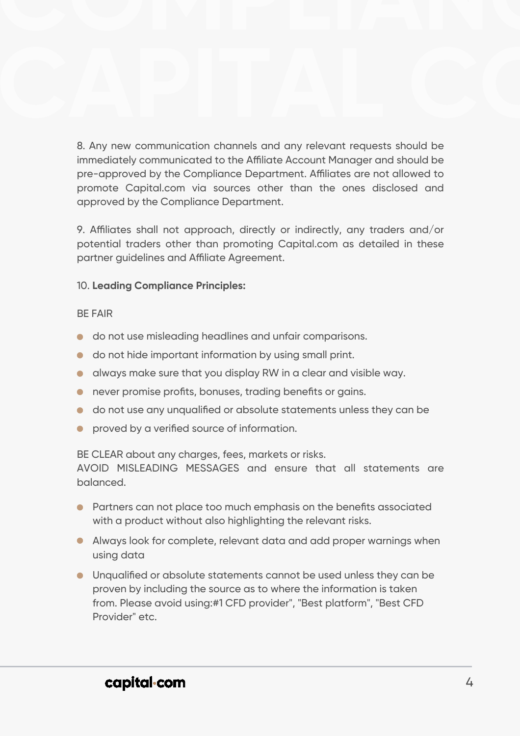8. Any new communication channels and any relevant requests should be immediately communicated to the Affiliate Account Manager and should be pre-approved by the Compliance Department. Affiliates are not allowed to promote Capital.com via sources other than the ones disclosed and approved by the Compliance Department.

9. Affiliates shall not approach, directly or indirectly, any traders and/or potential traders other than promoting Capital.com as detailed in these partner guidelines and Affiliate Agreement.

10. **Leading Compliance Principles:**

BE FAIR

- do not use misleading headlines and unfair comparisons.
- do not hide important information by using small print.
- always make sure that you display RW in a clear and visible way.
- never promise profits, bonuses, trading benefits or gains.
- do not use any unqualified or absolute statements unless they can be
- proved by a verified source of information.

BE CLEAR about any charges, fees, markets or risks.
AVOID MISLEADING MESSAGES and ensure that all statements are balanced.

- Partners can not place too much emphasis on the benefits associated with a product without also highlighting the relevant risks.
- Always look for complete, relevant data and add proper warnings when using data
- Unqualified or absolute statements cannot be used unless they can be proven by including the source as to where the information is taken from. Please avoid using:#1 CFD provider", "Best platform", "Best CFD Provider" etc.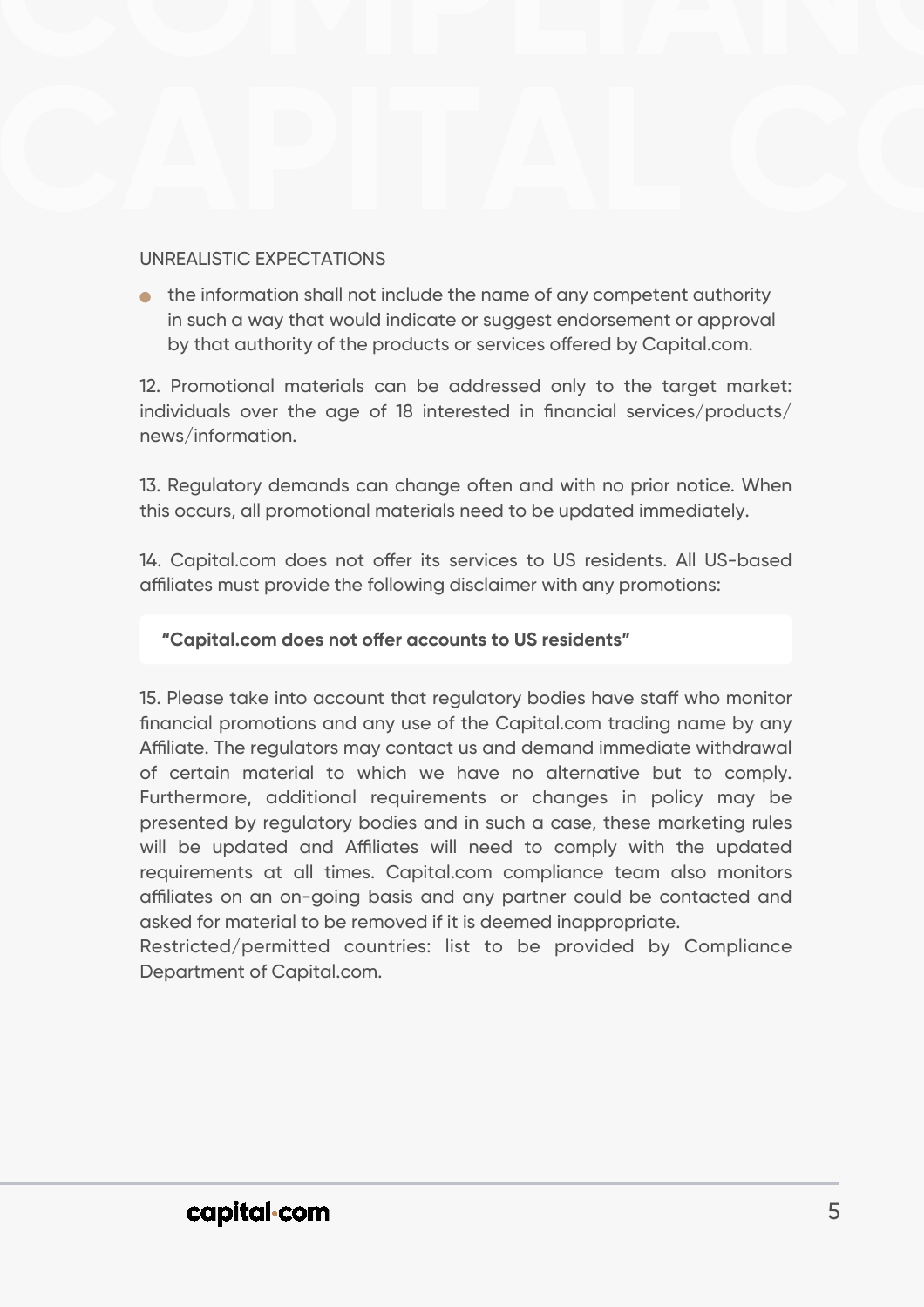UNREALISTIC EXPECTATIONS

- the information shall not include the name of any competent authority in such a way that would indicate or suggest endorsement or approval by that authority of the products or services offered by Capital.com.

12. Promotional materials can be addressed only to the target market: individuals over the age of 18 interested in financial services/products/news/information.

13. Regulatory demands can change often and with no prior notice. When this occurs, all promotional materials need to be updated immediately.

14. Capital.com does not offer its services to US residents. All US-based affiliates must provide the following disclaimer with any promotions:

**"Capital.com does not offer accounts to US residents"**

15. Please take into account that regulatory bodies have staff who monitor financial promotions and any use of the Capital.com trading name by any Affiliate. The regulators may contact us and demand immediate withdrawal of certain material to which we have no alternative but to comply. Furthermore, additional requirements or changes in policy may be presented by regulatory bodies and in such a case, these marketing rules will be updated and Affiliates will need to comply with the updated requirements at all times. Capital.com compliance team also monitors affiliates on an on-going basis and any partner could be contacted and asked for material to be removed if it is deemed inappropriate.
Restricted/permitted countries: list to be provided by Compliance Department of Capital.com.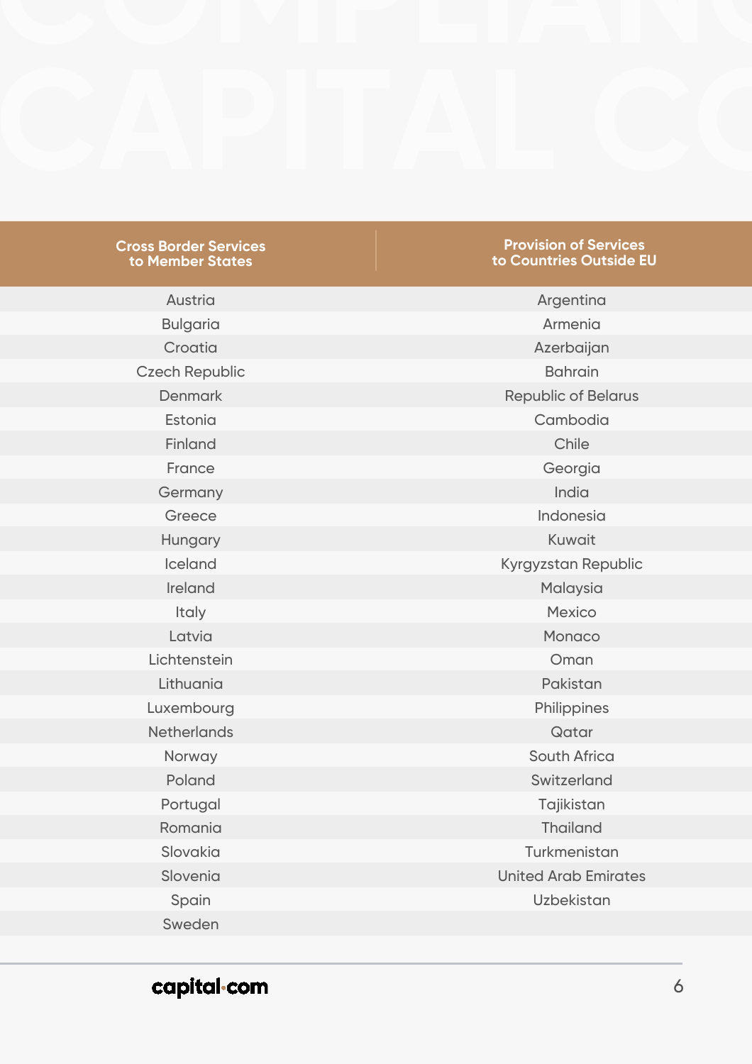| Cross Border Services to Member States | Provision of Services to Countries Outside EU |
| --- | --- |
| Austria | Argentina |
| Bulgaria | Armenia |
| Croatia | Azerbaijan |
| Czech Republic | Bahrain |
| Denmark | Republic of Belarus |
| Estonia | Cambodia |
| Finland | Chile |
| France | Georgia |
| Germany | India |
| Greece | Indonesia |
| Hungary | Kuwait |
| Iceland | Kyrgyzstan Republic |
| Ireland | Malaysia |
| Italy | Mexico |
| Latvia | Monaco |
| Lichtenstein | Oman |
| Lithuania | Pakistan |
| Luxembourg | Philippines |
| Netherlands | Qatar |
| Norway | South Africa |
| Poland | Switzerland |
| Portugal | Tajikistan |
| Romania | Thailand |
| Slovakia | Turkmenistan |
| Slovenia | United Arab Emirates |
| Spain | Uzbekistan |
| Sweden | |